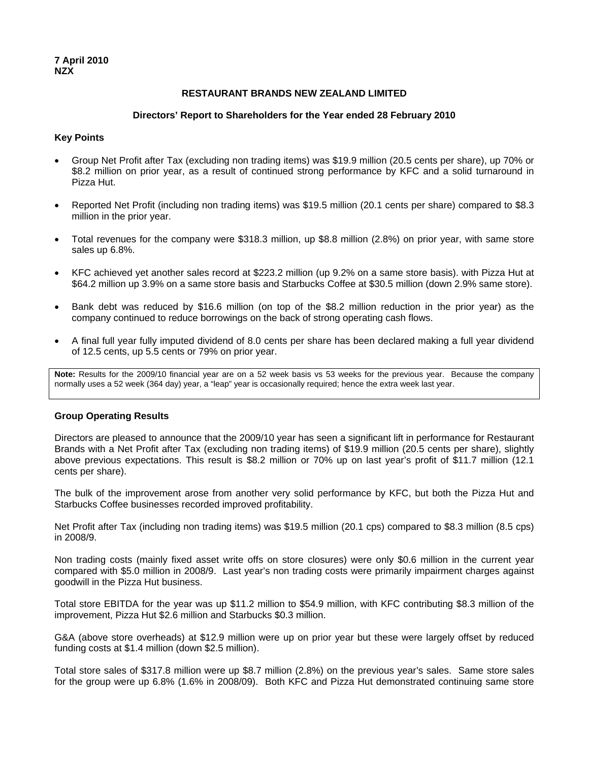**7 April 2010**
**NZX**

**RESTAURANT BRANDS NEW ZEALAND LIMITED**

**Directors' Report to Shareholders for the Year ended 28 February 2010**

### Key Points

- Group Net Profit after Tax (excluding non trading items) was $19.9 million (20.5 cents per share), up 70% or $8.2 million on prior year, as a result of continued strong performance by KFC and a solid turnaround in Pizza Hut.
- Reported Net Profit (including non trading items) was $19.5 million (20.1 cents per share) compared to $8.3 million in the prior year.
- Total revenues for the company were $318.3 million, up $8.8 million (2.8%) on prior year, with same store sales up 6.8%.
- KFC achieved yet another sales record at $223.2 million (up 9.2% on a same store basis). with Pizza Hut at $64.2 million up 3.9% on a same store basis and Starbucks Coffee at $30.5 million (down 2.9% same store).
- Bank debt was reduced by $16.6 million (on top of the $8.2 million reduction in the prior year) as the company continued to reduce borrowings on the back of strong operating cash flows.
- A final full year fully imputed dividend of 8.0 cents per share has been declared making a full year dividend of 12.5 cents, up 5.5 cents or 79% on prior year.

**Note:** Results for the 2009/10 financial year are on a 52 week basis vs 53 weeks for the previous year. Because the company normally uses a 52 week (364 day) year, a "leap" year is occasionally required; hence the extra week last year.

### Group Operating Results

Directors are pleased to announce that the 2009/10 year has seen a significant lift in performance for Restaurant Brands with a Net Profit after Tax (excluding non trading items) of $19.9 million (20.5 cents per share), slightly above previous expectations. This result is $8.2 million or 70% up on last year's profit of $11.7 million (12.1 cents per share).

The bulk of the improvement arose from another very solid performance by KFC, but both the Pizza Hut and Starbucks Coffee businesses recorded improved profitability.

Net Profit after Tax (including non trading items) was $19.5 million (20.1 cps) compared to $8.3 million (8.5 cps) in 2008/9.

Non trading costs (mainly fixed asset write offs on store closures) were only $0.6 million in the current year compared with $5.0 million in 2008/9. Last year's non trading costs were primarily impairment charges against goodwill in the Pizza Hut business.

Total store EBITDA for the year was up $11.2 million to $54.9 million, with KFC contributing $8.3 million of the improvement, Pizza Hut $2.6 million and Starbucks $0.3 million.

G&A (above store overheads) at $12.9 million were up on prior year but these were largely offset by reduced funding costs at $1.4 million (down $2.5 million).

Total store sales of $317.8 million were up $8.7 million (2.8%) on the previous year's sales. Same store sales for the group were up 6.8% (1.6% in 2008/09). Both KFC and Pizza Hut demonstrated continuing same store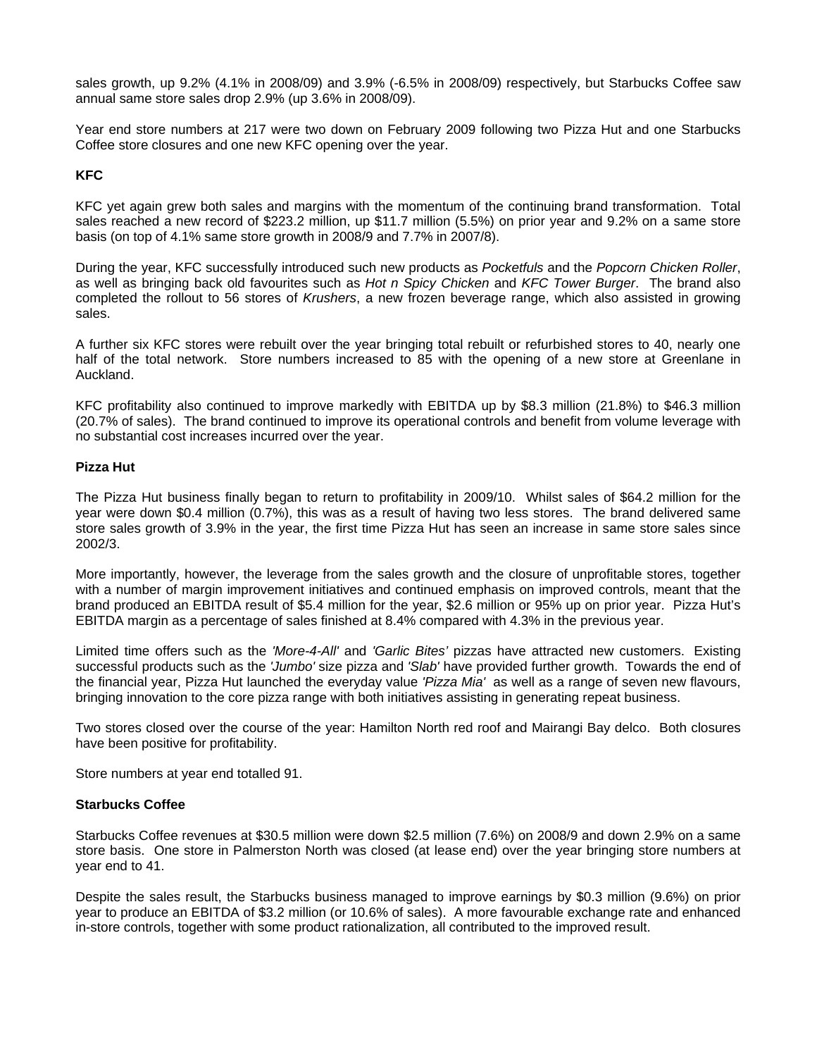sales growth, up 9.2% (4.1% in 2008/09) and 3.9% (-6.5% in 2008/09) respectively, but Starbucks Coffee saw annual same store sales drop 2.9% (up 3.6% in 2008/09).

Year end store numbers at 217 were two down on February 2009 following two Pizza Hut and one Starbucks Coffee store closures and one new KFC opening over the year.

**KFC**

KFC yet again grew both sales and margins with the momentum of the continuing brand transformation. Total sales reached a new record of $223.2 million, up $11.7 million (5.5%) on prior year and 9.2% on a same store basis (on top of 4.1% same store growth in 2008/9 and 7.7% in 2007/8).

During the year, KFC successfully introduced such new products as *Pocketfuls* and the *Popcorn Chicken Roller*, as well as bringing back old favourites such as *Hot n Spicy Chicken* and *KFC Tower Burger*. The brand also completed the rollout to 56 stores of *Krushers*, a new frozen beverage range, which also assisted in growing sales.

A further six KFC stores were rebuilt over the year bringing total rebuilt or refurbished stores to 40, nearly one half of the total network. Store numbers increased to 85 with the opening of a new store at Greenlane in Auckland.

KFC profitability also continued to improve markedly with EBITDA up by $8.3 million (21.8%) to $46.3 million (20.7% of sales). The brand continued to improve its operational controls and benefit from volume leverage with no substantial cost increases incurred over the year.

**Pizza Hut**

The Pizza Hut business finally began to return to profitability in 2009/10. Whilst sales of $64.2 million for the year were down $0.4 million (0.7%), this was as a result of having two less stores. The brand delivered same store sales growth of 3.9% in the year, the first time Pizza Hut has seen an increase in same store sales since 2002/3.

More importantly, however, the leverage from the sales growth and the closure of unprofitable stores, together with a number of margin improvement initiatives and continued emphasis on improved controls, meant that the brand produced an EBITDA result of $5.4 million for the year, $2.6 million or 95% up on prior year. Pizza Hut's EBITDA margin as a percentage of sales finished at 8.4% compared with 4.3% in the previous year.

Limited time offers such as the *'More-4-All'* and *'Garlic Bites'* pizzas have attracted new customers. Existing successful products such as the *'Jumbo'* size pizza and *'Slab'* have provided further growth. Towards the end of the financial year, Pizza Hut launched the everyday value *'Pizza Mia'* as well as a range of seven new flavours, bringing innovation to the core pizza range with both initiatives assisting in generating repeat business.

Two stores closed over the course of the year: Hamilton North red roof and Mairangi Bay delco. Both closures have been positive for profitability.

Store numbers at year end totalled 91.

**Starbucks Coffee**

Starbucks Coffee revenues at $30.5 million were down $2.5 million (7.6%) on 2008/9 and down 2.9% on a same store basis. One store in Palmerston North was closed (at lease end) over the year bringing store numbers at year end to 41.

Despite the sales result, the Starbucks business managed to improve earnings by $0.3 million (9.6%) on prior year to produce an EBITDA of $3.2 million (or 10.6% of sales). A more favourable exchange rate and enhanced in-store controls, together with some product rationalization, all contributed to the improved result.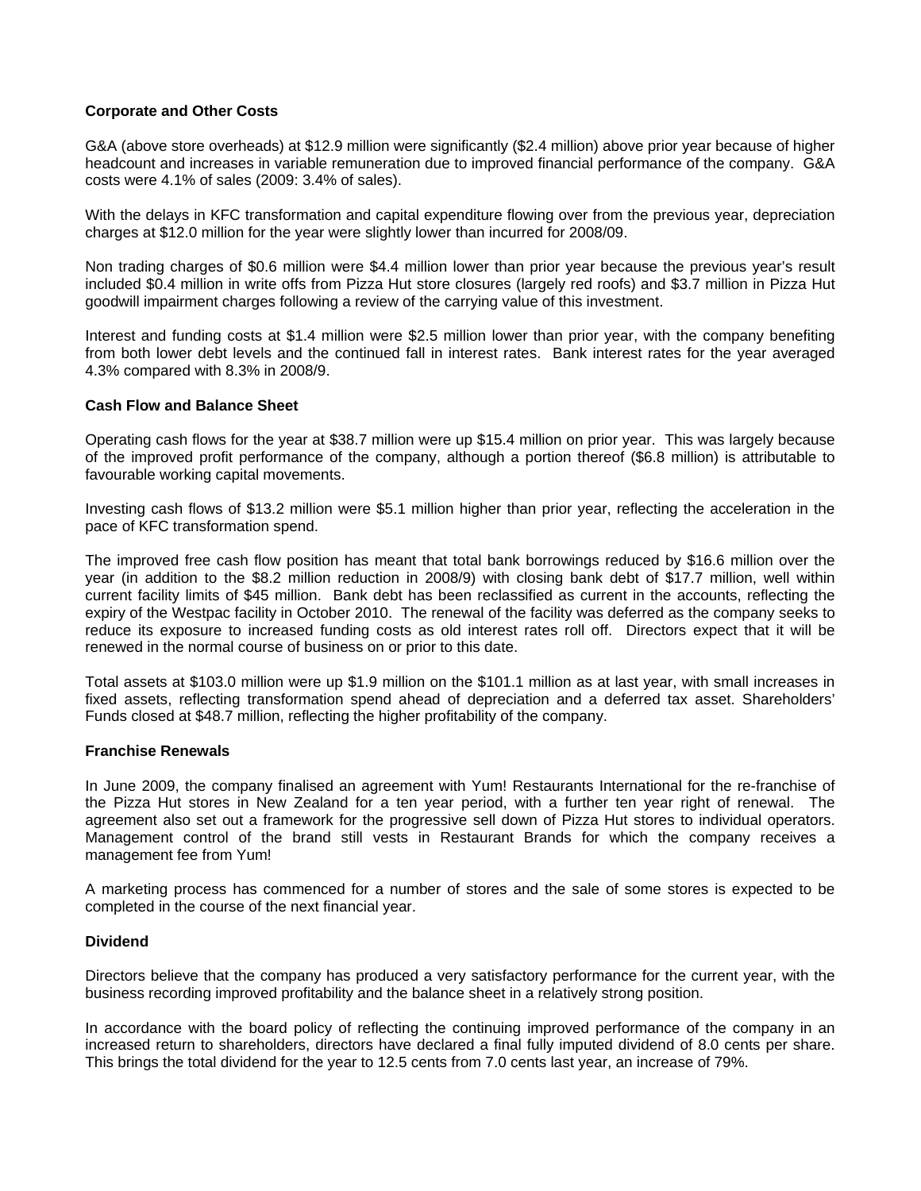**Corporate and Other Costs**

G&A (above store overheads) at $12.9 million were significantly ($2.4 million) above prior year because of higher headcount and increases in variable remuneration due to improved financial performance of the company. G&A costs were 4.1% of sales (2009: 3.4% of sales).

With the delays in KFC transformation and capital expenditure flowing over from the previous year, depreciation charges at $12.0 million for the year were slightly lower than incurred for 2008/09.

Non trading charges of $0.6 million were $4.4 million lower than prior year because the previous year's result included $0.4 million in write offs from Pizza Hut store closures (largely red roofs) and $3.7 million in Pizza Hut goodwill impairment charges following a review of the carrying value of this investment.

Interest and funding costs at $1.4 million were $2.5 million lower than prior year, with the company benefiting from both lower debt levels and the continued fall in interest rates. Bank interest rates for the year averaged 4.3% compared with 8.3% in 2008/9.

**Cash Flow and Balance Sheet**

Operating cash flows for the year at $38.7 million were up $15.4 million on prior year. This was largely because of the improved profit performance of the company, although a portion thereof ($6.8 million) is attributable to favourable working capital movements.

Investing cash flows of $13.2 million were $5.1 million higher than prior year, reflecting the acceleration in the pace of KFC transformation spend.

The improved free cash flow position has meant that total bank borrowings reduced by $16.6 million over the year (in addition to the $8.2 million reduction in 2008/9) with closing bank debt of $17.7 million, well within current facility limits of $45 million. Bank debt has been reclassified as current in the accounts, reflecting the expiry of the Westpac facility in October 2010. The renewal of the facility was deferred as the company seeks to reduce its exposure to increased funding costs as old interest rates roll off. Directors expect that it will be renewed in the normal course of business on or prior to this date.

Total assets at $103.0 million were up $1.9 million on the $101.1 million as at last year, with small increases in fixed assets, reflecting transformation spend ahead of depreciation and a deferred tax asset. Shareholders' Funds closed at $48.7 million, reflecting the higher profitability of the company.

**Franchise Renewals**

In June 2009, the company finalised an agreement with Yum! Restaurants International for the re-franchise of the Pizza Hut stores in New Zealand for a ten year period, with a further ten year right of renewal. The agreement also set out a framework for the progressive sell down of Pizza Hut stores to individual operators. Management control of the brand still vests in Restaurant Brands for which the company receives a management fee from Yum!

A marketing process has commenced for a number of stores and the sale of some stores is expected to be completed in the course of the next financial year.

**Dividend**

Directors believe that the company has produced a very satisfactory performance for the current year, with the business recording improved profitability and the balance sheet in a relatively strong position.

In accordance with the board policy of reflecting the continuing improved performance of the company in an increased return to shareholders, directors have declared a final fully imputed dividend of 8.0 cents per share. This brings the total dividend for the year to 12.5 cents from 7.0 cents last year, an increase of 79%.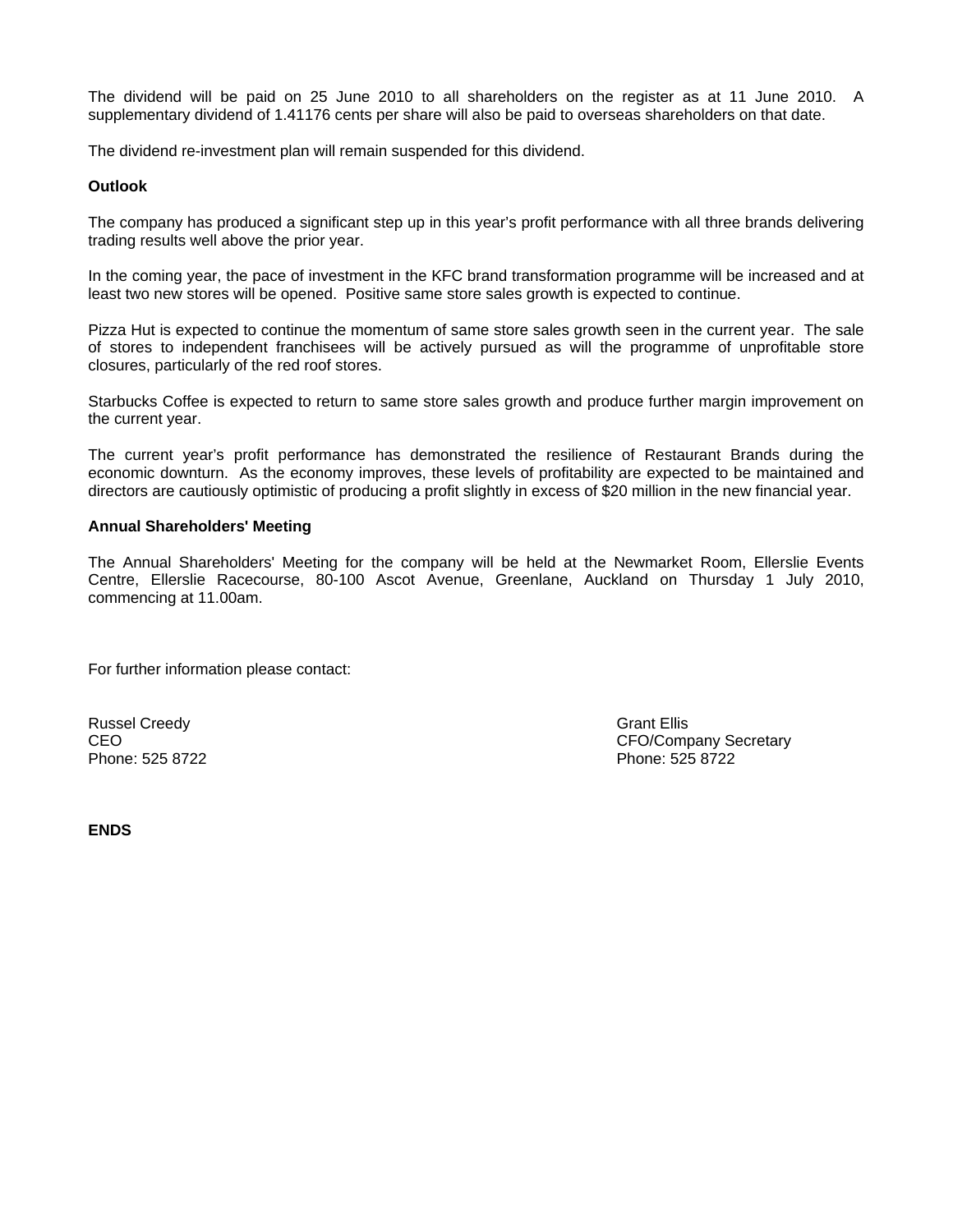The dividend will be paid on 25 June 2010 to all shareholders on the register as at 11 June 2010. A supplementary dividend of 1.41176 cents per share will also be paid to overseas shareholders on that date.

The dividend re-investment plan will remain suspended for this dividend.

**Outlook**

The company has produced a significant step up in this year's profit performance with all three brands delivering trading results well above the prior year.

In the coming year, the pace of investment in the KFC brand transformation programme will be increased and at least two new stores will be opened. Positive same store sales growth is expected to continue.

Pizza Hut is expected to continue the momentum of same store sales growth seen in the current year. The sale of stores to independent franchisees will be actively pursued as will the programme of unprofitable store closures, particularly of the red roof stores.

Starbucks Coffee is expected to return to same store sales growth and produce further margin improvement on the current year.

The current year's profit performance has demonstrated the resilience of Restaurant Brands during the economic downturn. As the economy improves, these levels of profitability are expected to be maintained and directors are cautiously optimistic of producing a profit slightly in excess of $20 million in the new financial year.

**Annual Shareholders' Meeting**

The Annual Shareholders' Meeting for the company will be held at the Newmarket Room, Ellerslie Events Centre, Ellerslie Racecourse, 80-100 Ascot Avenue, Greenlane, Auckland on Thursday 1 July 2010, commencing at 11.00am.

For further information please contact:

Russel Creedy
CEO
Phone: 525 8722

Grant Ellis
CFO/Company Secretary
Phone: 525 8722

**ENDS**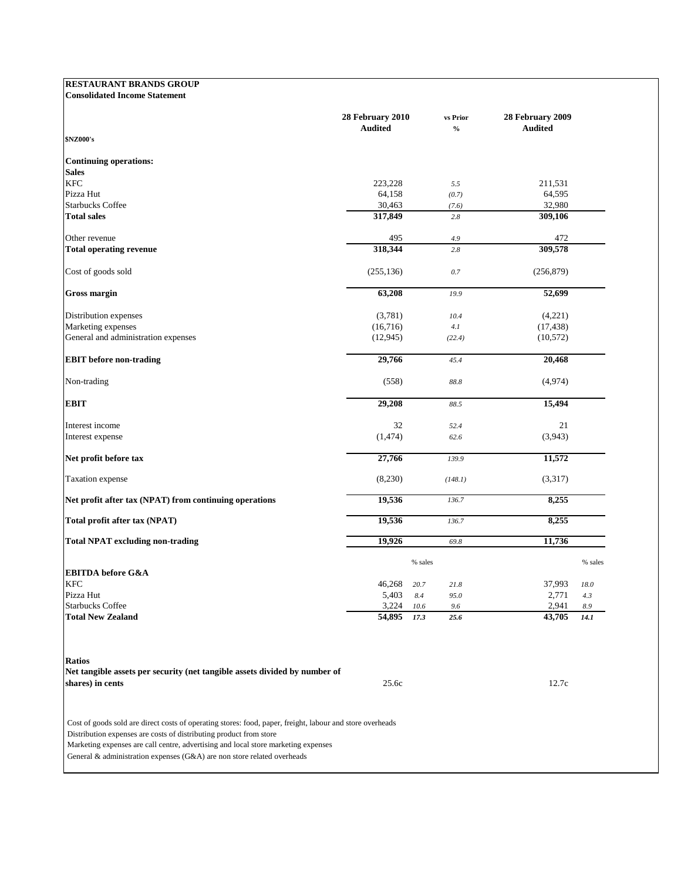**RESTAURANT BRANDS GROUP**
**Consolidated Income Statement**

| $NZ000's | 28 February 2010 Audited | | vs Prior % | 28 February 2009 Audited | |
|---|---|---|---|---|---|
| **Continuing operations:** | | | | | |
| **Sales** | | | | | |
| KFC | 223,228 | | 5.5 | 211,531 | |
| Pizza Hut | 64,158 | | (0.7) | 64,595 | |
| Starbucks Coffee | 30,463 | | (7.6) | 32,980 | |
| **Total sales** | **317,849** | | 2.8 | **309,106** | |
| Other revenue | 495 | | 4.9 | 472 | |
| **Total operating revenue** | **318,344** | | 2.8 | **309,578** | |
| Cost of goods sold | (255,136) | | 0.7 | (256,879) | |
| **Gross margin** | **63,208** | | 19.9 | **52,699** | |
| Distribution expenses | (3,781) | | 10.4 | (4,221) | |
| Marketing expenses | (16,716) | | 4.1 | (17,438) | |
| General and administration expenses | (12,945) | | (22.4) | (10,572) | |
| **EBIT before non-trading** | **29,766** | | 45.4 | **20,468** | |
| Non-trading | (558) | | 88.8 | (4,974) | |
| **EBIT** | **29,208** | | 88.5 | **15,494** | |
| Interest income | 32 | | 52.4 | 21 | |
| Interest expense | (1,474) | | 62.6 | (3,943) | |
| **Net profit before tax** | **27,766** | | 139.9 | **11,572** | |
| Taxation expense | (8,230) | | (148.1) | (3,317) | |
| **Net profit after tax (NPAT) from continuing operations** | **19,536** | | 136.7 | **8,255** | |
| **Total profit after tax (NPAT)** | **19,536** | | 136.7 | **8,255** | |
| **Total NPAT excluding non-trading** | **19,926** | | 69.8 | **11,736** | |
| | | % sales | | | % sales |
| **EBITDA before G&A** | | | | | |
| KFC | 46,268 | 20.7 | 21.8 | 37,993 | 18.0 |
| Pizza Hut | 5,403 | 8.4 | 95.0 | 2,771 | 4.3 |
| Starbucks Coffee | 3,224 | 10.6 | 9.6 | 2,941 | 8.9 |
| **Total New Zealand** | **54,895** | **17.3** | **25.6** | **43,705** | **14.1** |

**Ratios**

| | 28 February 2010 | 28 February 2009 |
|---|---|---|
| **Net tangible assets per security (net tangible assets divided by number of shares) in cents** | 25.6c | 12.7c |

Cost of goods sold are direct costs of operating stores: food, paper, freight, labour and store overheads
Distribution expenses are costs of distributing product from store
Marketing expenses are call centre, advertising and local store marketing expenses
General & administration expenses (G&A) are non store related overheads